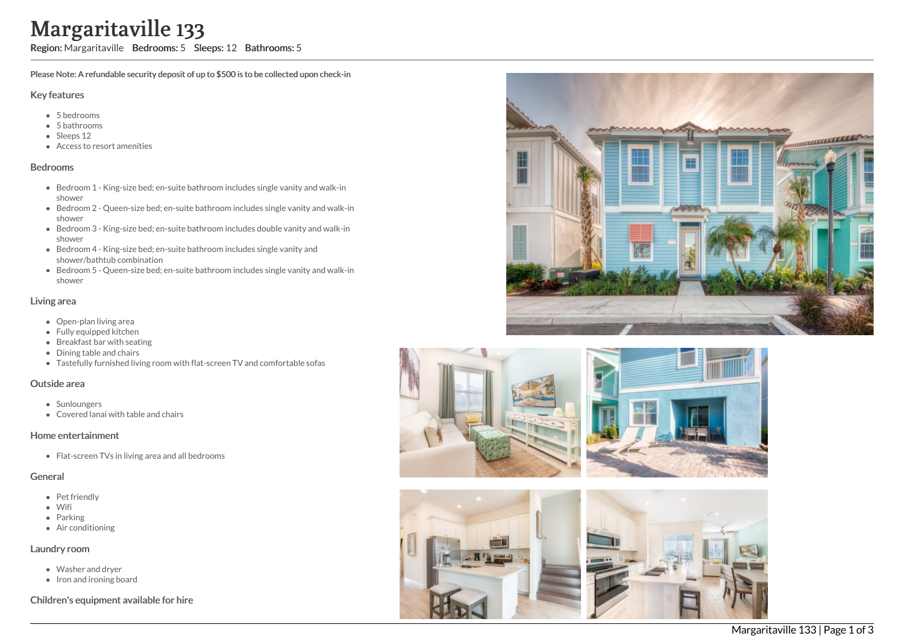# Margaritaville 133

**Region:** Margaritaville **Bedrooms:** 5 **Sleeps:** 12 **Bathrooms:** 5

**Please Note: A refundable security deposit of up to $500 is to be collected upon check-in**

## Key features

- 5 bedrooms
- 5 bathrooms
- Sleeps 12
- Access to resort amenities

## Bedrooms

- Bedroom 1 - King-size bed; en-suite bathroom includes single vanity and walk-in shower
- Bedroom 2 - Queen-size bed; en-suite bathroom includes single vanity and walk-in shower
- Bedroom 3 - King-size bed; en-suite bathroom includes double vanity and walk-in shower
- Bedroom 4 - King-size bed; en-suite bathroom includes single vanity and shower/bathtub combination
- Bedroom 5 - Queen-size bed; en-suite bathroom includes single vanity and walk-in shower

## Living area

- Open-plan living area
- Fully equipped kitchen
- Breakfast bar with seating
- Dining table and chairs
- Tastefully furnished living room with flat-screen TV and comfortable sofas

## Outside area

- Sunloungers
- Covered lanai with table and chairs

## Home entertainment

- Flat-screen TVs in living area and all bedrooms

## General

- Pet friendly
- Wifi
- Parking
- Air conditioning

## Laundry room

- Washer and dryer
- Iron and ironing board

## Children's equipment available for hire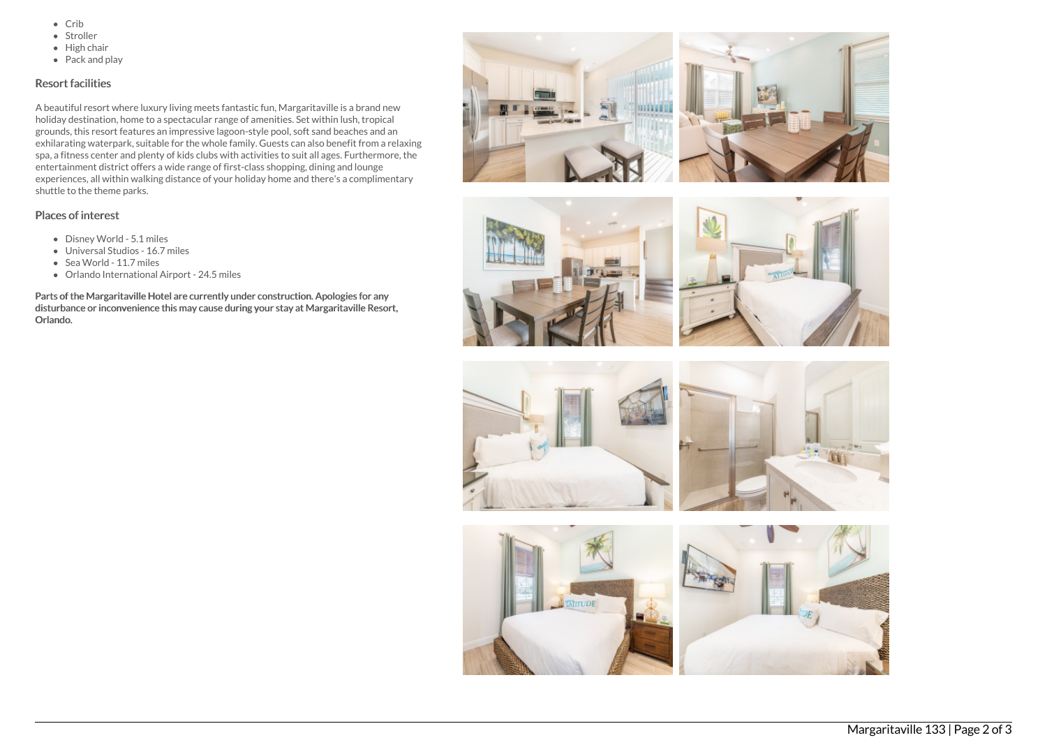- Crib
- Stroller
- High chair
- Pack and play

### Resort facilities

A beautiful resort where luxury living meets fantastic fun, Margaritaville is a brand new holiday destination, home to a spectacular range of amenities. Set within lush, tropical grounds, this resort features an impressive lagoon-style pool, soft sand beaches and an exhilarating waterpark, suitable for the whole family. Guests can also benefit from a relaxing spa, a fitness center and plenty of kids clubs with activities to suit all ages. Furthermore, the entertainment district offers a wide range of first-class shopping, dining and lounge experiences, all within walking distance of your holiday home and there's a complimentary shuttle to the theme parks.

### Places of interest

- Disney World - 5.1 miles
- Universal Studios - 16.7 miles
- Sea World - 11.7 miles
- Orlando International Airport - 24.5 miles

**Parts of the Margaritaville Hotel are currently under construction. Apologies for any disturbance or inconvenience this may cause during your stay at Margaritaville Resort, Orlando.**